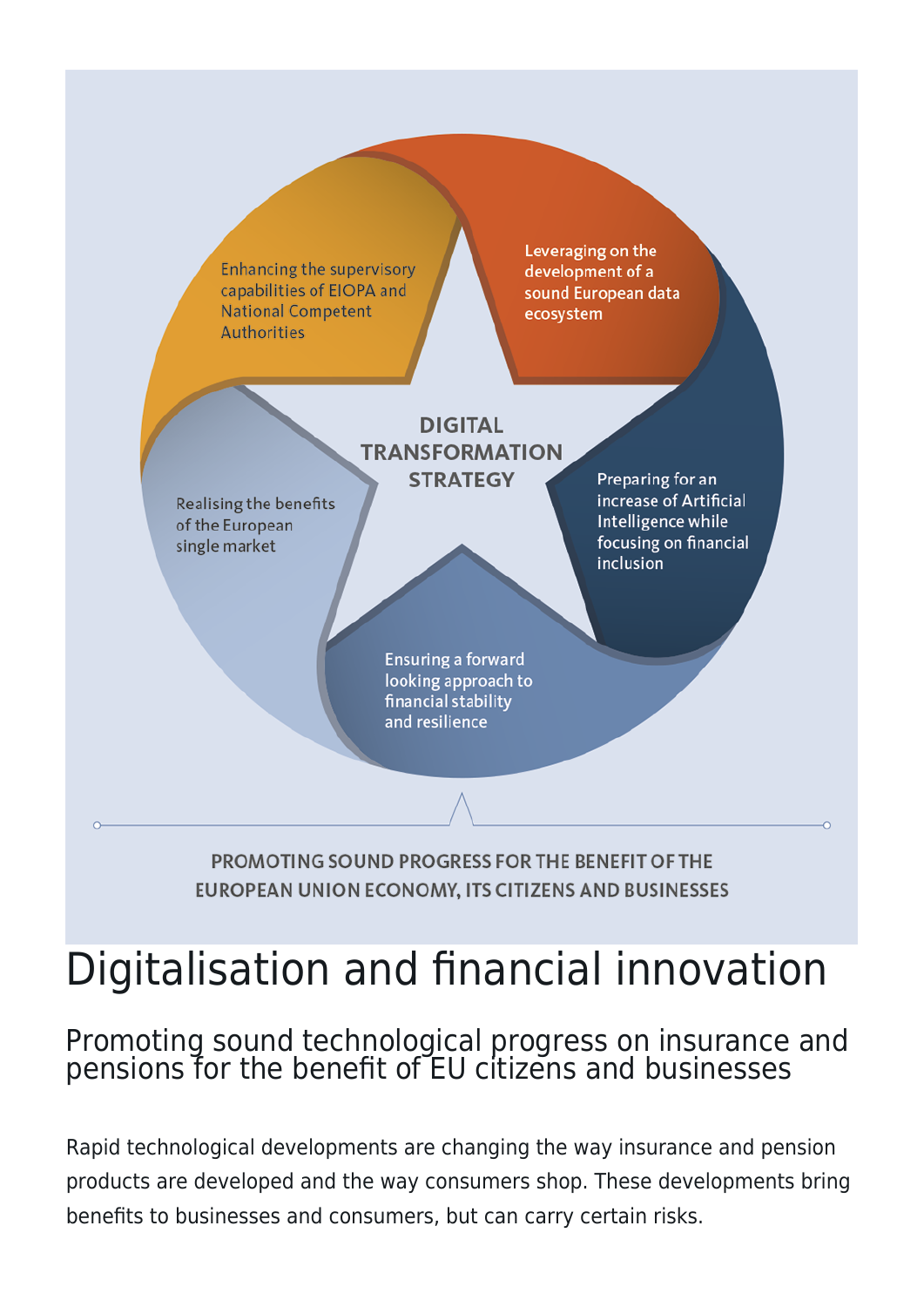DIGITAL TRANSFORMATION STRATEGY

- Leveraging on the development of a sound European data ecosystem
- Preparing for an increase of Artificial Intelligence while focusing on financial inclusion
- Ensuring a forward looking approach to financial stability and resilience
- Realising the benefits of the European single market
- Enhancing the supervisory capabilities of EIOPA and National Competent Authorities

PROMOTING SOUND PROGRESS FOR THE BENEFIT OF THE EUROPEAN UNION ECONOMY, ITS CITIZENS AND BUSINESSES

# Digitalisation and financial innovation

## Promoting sound technological progress on insurance and pensions for the benefit of EU citizens and businesses

Rapid technological developments are changing the way insurance and pension products are developed and the way consumers shop. These developments bring benefits to businesses and consumers, but can carry certain risks.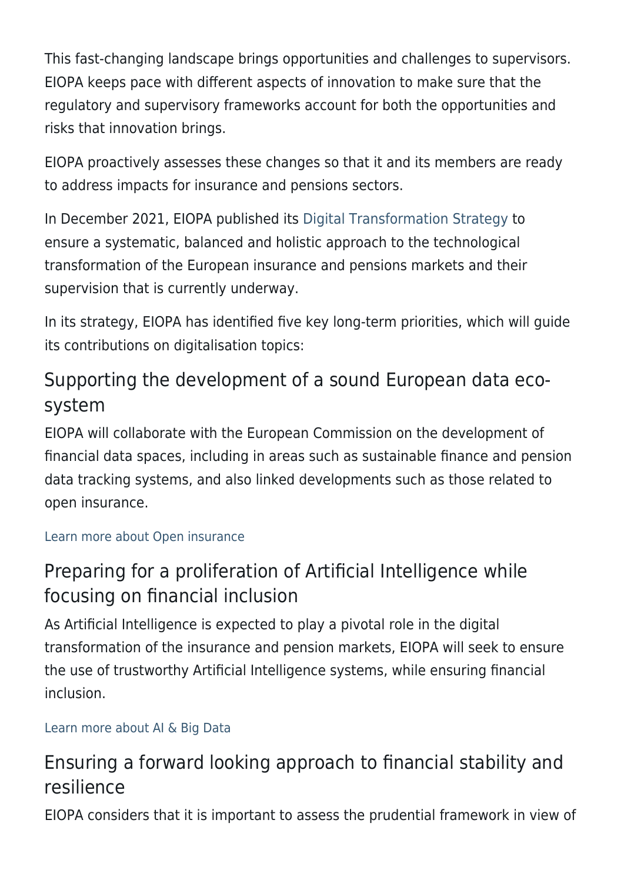This fast-changing landscape brings opportunities and challenges to supervisors. EIOPA keeps pace with different aspects of innovation to make sure that the regulatory and supervisory frameworks account for both the opportunities and risks that innovation brings.

EIOPA proactively assesses these changes so that it and its members are ready to address impacts for insurance and pensions sectors.

In December 2021, EIOPA published its Digital Transformation Strategy to ensure a systematic, balanced and holistic approach to the technological transformation of the European insurance and pensions markets and their supervision that is currently underway.

In its strategy, EIOPA has identified five key long-term priorities, which will guide its contributions on digitalisation topics:

## Supporting the development of a sound European data eco-system

EIOPA will collaborate with the European Commission on the development of financial data spaces, including in areas such as sustainable finance and pension data tracking systems, and also linked developments such as those related to open insurance.

Learn more about Open insurance

## Preparing for a proliferation of Artificial Intelligence while focusing on financial inclusion

As Artificial Intelligence is expected to play a pivotal role in the digital transformation of the insurance and pension markets, EIOPA will seek to ensure the use of trustworthy Artificial Intelligence systems, while ensuring financial inclusion.

Learn more about AI & Big Data

## Ensuring a forward looking approach to financial stability and resilience

EIOPA considers that it is important to assess the prudential framework in view of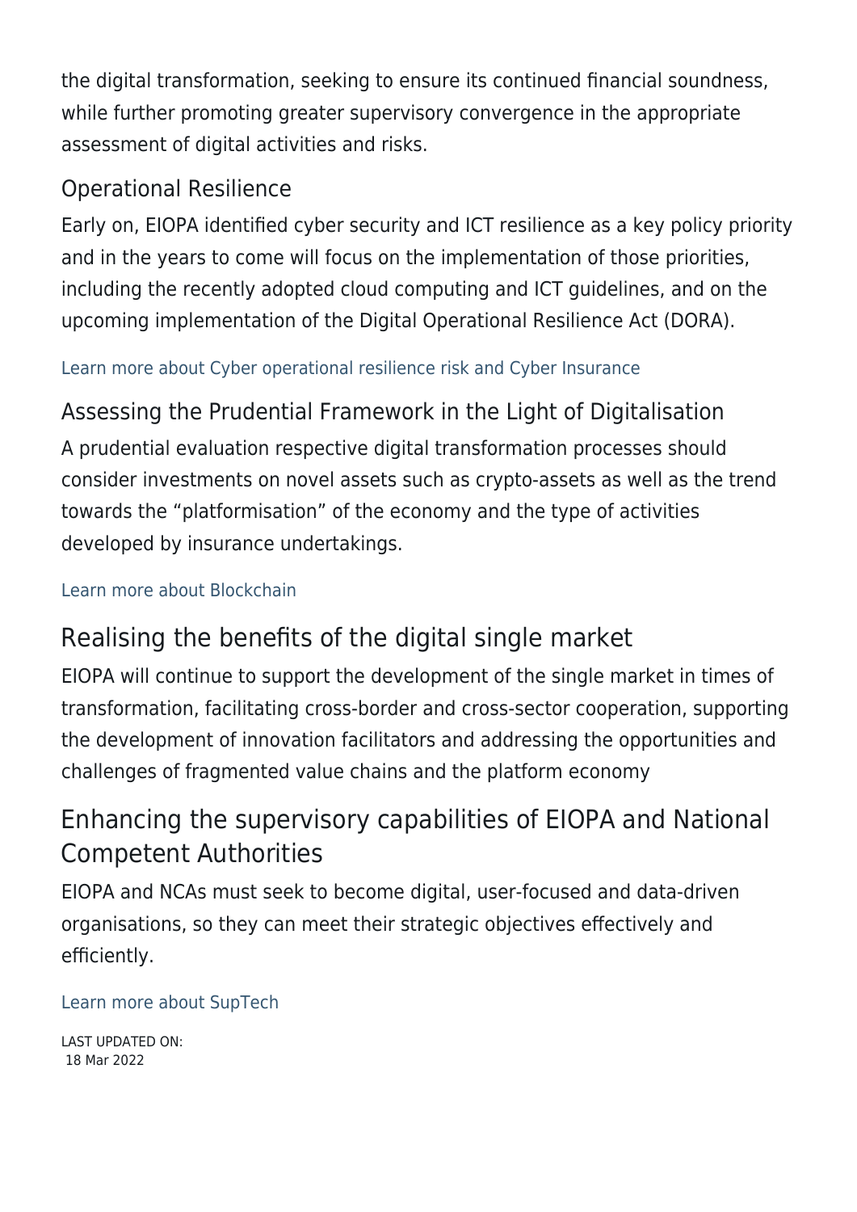the digital transformation, seeking to ensure its continued financial soundness, while further promoting greater supervisory convergence in the appropriate assessment of digital activities and risks.

### Operational Resilience

Early on, EIOPA identified cyber security and ICT resilience as a key policy priority and in the years to come will focus on the implementation of those priorities, including the recently adopted cloud computing and ICT guidelines, and on the upcoming implementation of the Digital Operational Resilience Act (DORA).

Learn more about Cyber operational resilience risk and Cyber Insurance

### Assessing the Prudential Framework in the Light of Digitalisation

A prudential evaluation respective digital transformation processes should consider investments on novel assets such as crypto-assets as well as the trend towards the "platformisation" of the economy and the type of activities developed by insurance undertakings.

Learn more about Blockchain

## Realising the benefits of the digital single market

EIOPA will continue to support the development of the single market in times of transformation, facilitating cross-border and cross-sector cooperation, supporting the development of innovation facilitators and addressing the opportunities and challenges of fragmented value chains and the platform economy

## Enhancing the supervisory capabilities of EIOPA and National Competent Authorities

EIOPA and NCAs must seek to become digital, user-focused and data-driven organisations, so they can meet their strategic objectives effectively and efficiently.

Learn more about SupTech

LAST UPDATED ON:
18 Mar 2022